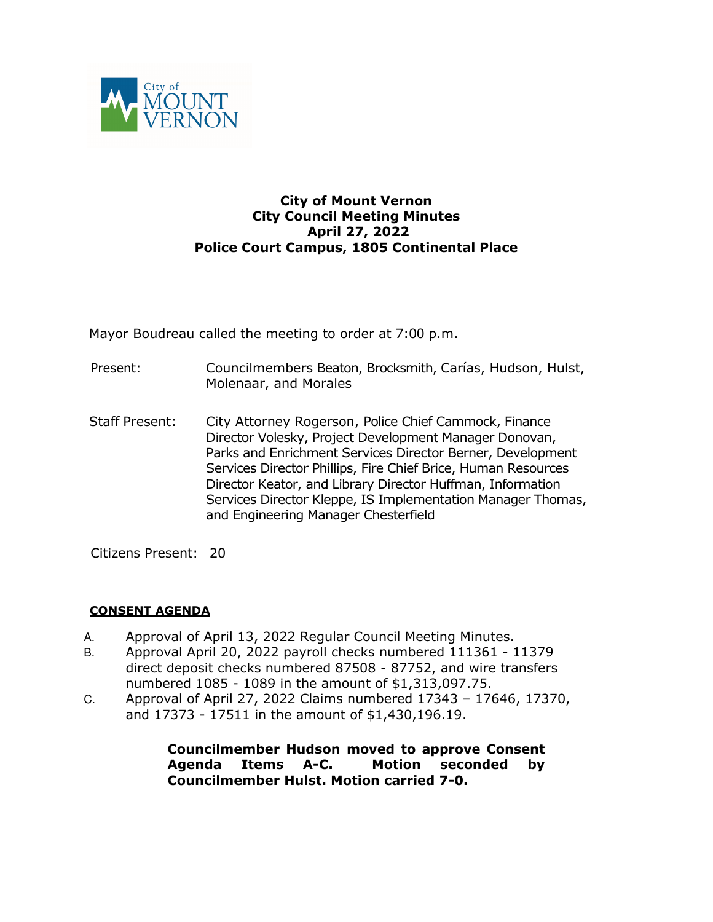**City of Mount Vernon**
**City Council Meeting Minutes**
**April 27, 2022**
**Police Court Campus, 1805 Continental Place**

Mayor Boudreau called the meeting to order at 7:00 p.m.

Present: Councilmembers Beaton, Brocksmith, Carías, Hudson, Hulst, Molenaar, and Morales

Staff Present: City Attorney Rogerson, Police Chief Cammock, Finance Director Volesky, Project Development Manager Donovan, Parks and Enrichment Services Director Berner, Development Services Director Phillips, Fire Chief Brice, Human Resources Director Keator, and Library Director Huffman, Information Services Director Kleppe, IS Implementation Manager Thomas, and Engineering Manager Chesterfield

Citizens Present: 20

## CONSENT AGENDA

A. Approval of April 13, 2022 Regular Council Meeting Minutes.

B. Approval April 20, 2022 payroll checks numbered 111361 - 11379 direct deposit checks numbered 87508 - 87752, and wire transfers numbered 1085 - 1089 in the amount of $1,313,097.75.

C. Approval of April 27, 2022 Claims numbered 17343 – 17646, 17370, and 17373 - 17511 in the amount of $1,430,196.19.

**Councilmember Hudson moved to approve Consent Agenda Items A-C. Motion seconded by Councilmember Hulst. Motion carried 7-0.**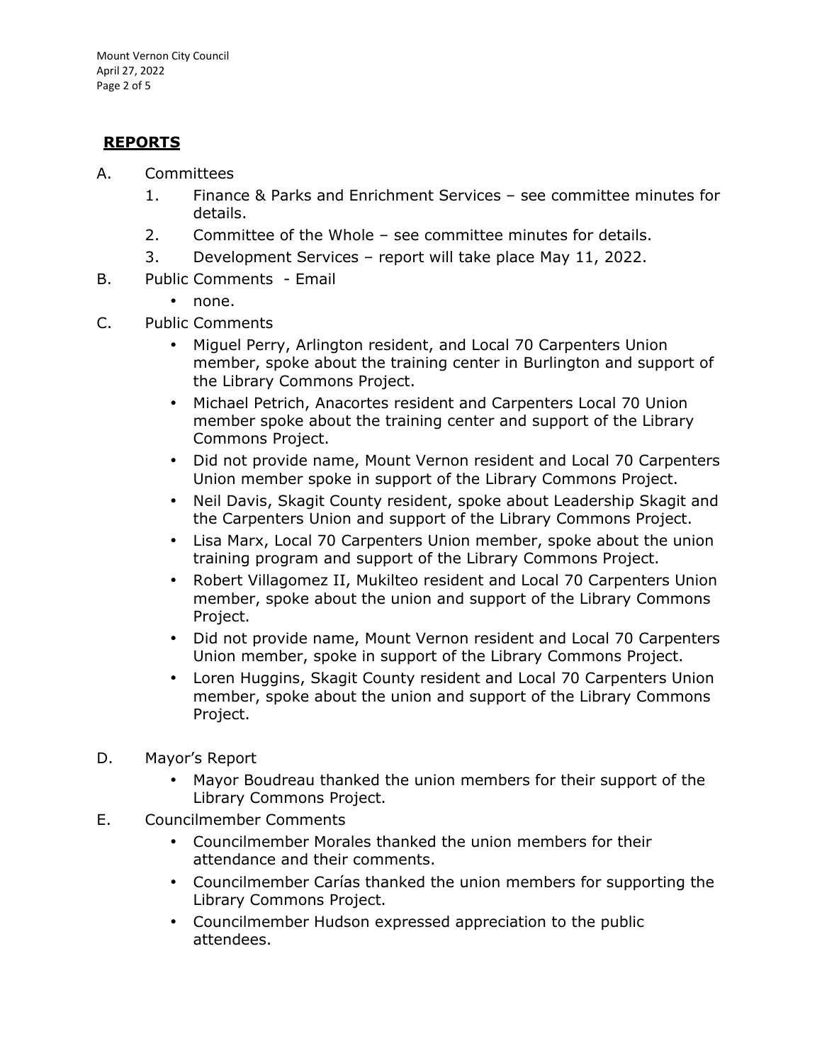## **REPORTS**

A. Committees
   1. Finance & Parks and Enrichment Services – see committee minutes for details.
   2. Committee of the Whole – see committee minutes for details.
   3. Development Services – report will take place May 11, 2022.

B. Public Comments - Email
   - none.

C. Public Comments
   - Miguel Perry, Arlington resident, and Local 70 Carpenters Union member, spoke about the training center in Burlington and support of the Library Commons Project.
   - Michael Petrich, Anacortes resident and Carpenters Local 70 Union member spoke about the training center and support of the Library Commons Project.
   - Did not provide name, Mount Vernon resident and Local 70 Carpenters Union member spoke in support of the Library Commons Project.
   - Neil Davis, Skagit County resident, spoke about Leadership Skagit and the Carpenters Union and support of the Library Commons Project.
   - Lisa Marx, Local 70 Carpenters Union member, spoke about the union training program and support of the Library Commons Project.
   - Robert Villagomez II, Mukilteo resident and Local 70 Carpenters Union member, spoke about the union and support of the Library Commons Project.
   - Did not provide name, Mount Vernon resident and Local 70 Carpenters Union member, spoke in support of the Library Commons Project.
   - Loren Huggins, Skagit County resident and Local 70 Carpenters Union member, spoke about the union and support of the Library Commons Project.

D. Mayor's Report
   - Mayor Boudreau thanked the union members for their support of the Library Commons Project.

E. Councilmember Comments
   - Councilmember Morales thanked the union members for their attendance and their comments.
   - Councilmember Carías thanked the union members for supporting the Library Commons Project.
   - Councilmember Hudson expressed appreciation to the public attendees.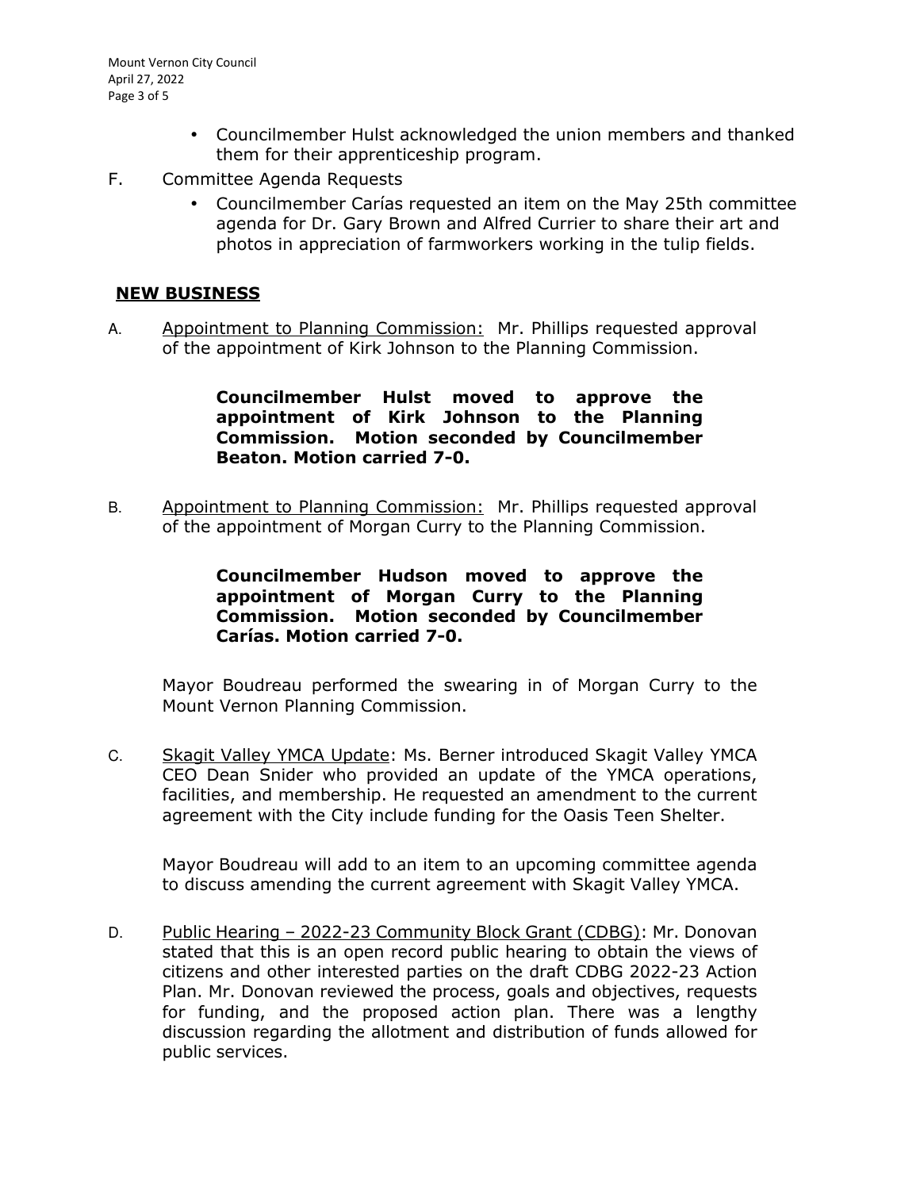- Councilmember Hulst acknowledged the union members and thanked them for their apprenticeship program.

F. Committee Agenda Requests
   - Councilmember Carías requested an item on the May 25th committee agenda for Dr. Gary Brown and Alfred Currier to share their art and photos in appreciation of farmworkers working in the tulip fields.

## NEW BUSINESS

A. Appointment to Planning Commission: Mr. Phillips requested approval of the appointment of Kirk Johnson to the Planning Commission.

> **Councilmember Hulst moved to approve the appointment of Kirk Johnson to the Planning Commission. Motion seconded by Councilmember Beaton. Motion carried 7-0.**

B. Appointment to Planning Commission: Mr. Phillips requested approval of the appointment of Morgan Curry to the Planning Commission.

> **Councilmember Hudson moved to approve the appointment of Morgan Curry to the Planning Commission. Motion seconded by Councilmember Carías. Motion carried 7-0.**

Mayor Boudreau performed the swearing in of Morgan Curry to the Mount Vernon Planning Commission.

C. Skagit Valley YMCA Update: Ms. Berner introduced Skagit Valley YMCA CEO Dean Snider who provided an update of the YMCA operations, facilities, and membership. He requested an amendment to the current agreement with the City include funding for the Oasis Teen Shelter.

Mayor Boudreau will add to an item to an upcoming committee agenda to discuss amending the current agreement with Skagit Valley YMCA.

D. Public Hearing – 2022-23 Community Block Grant (CDBG): Mr. Donovan stated that this is an open record public hearing to obtain the views of citizens and other interested parties on the draft CDBG 2022-23 Action Plan. Mr. Donovan reviewed the process, goals and objectives, requests for funding, and the proposed action plan. There was a lengthy discussion regarding the allotment and distribution of funds allowed for public services.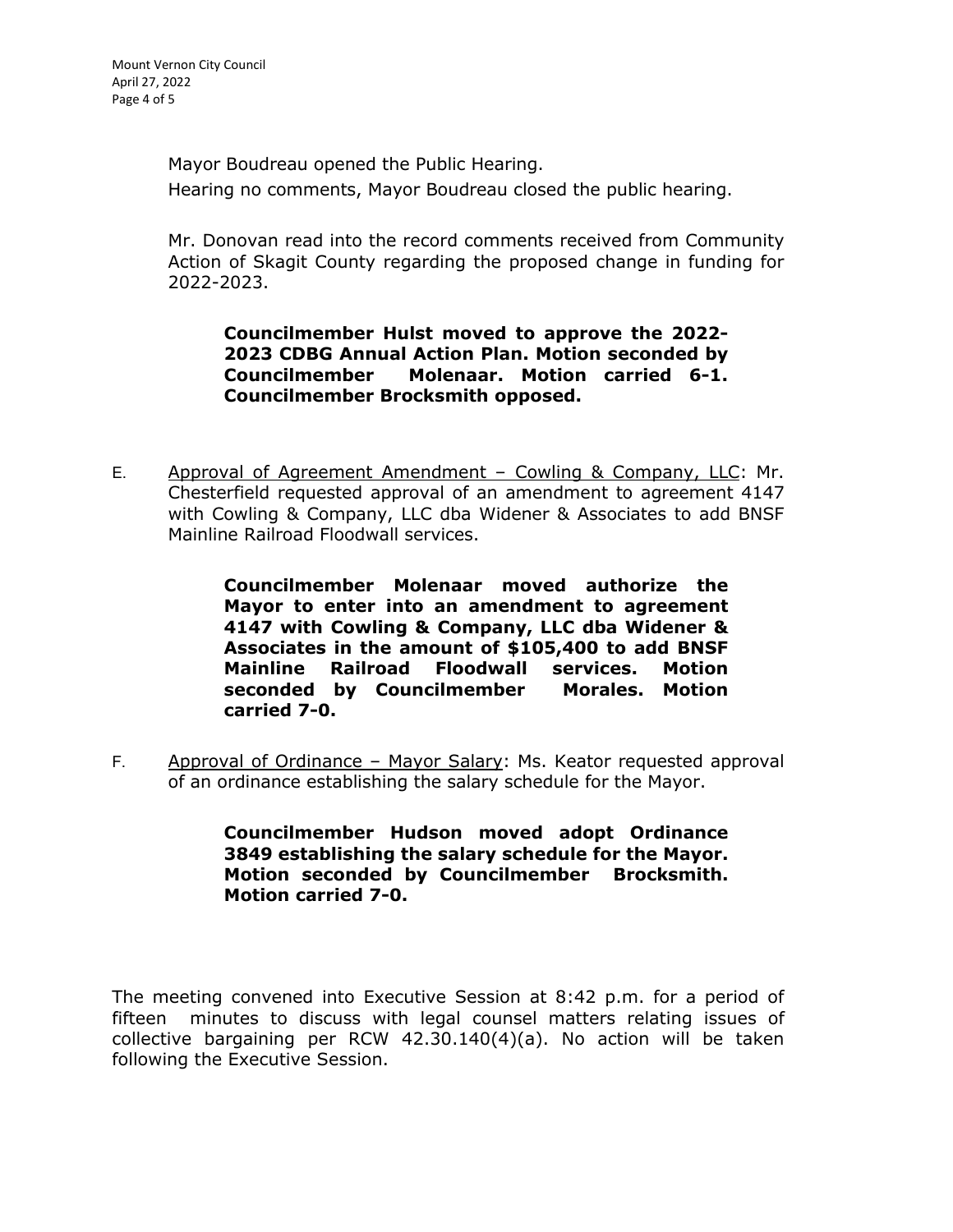Mayor Boudreau opened the Public Hearing.

Hearing no comments, Mayor Boudreau closed the public hearing.

Mr. Donovan read into the record comments received from Community Action of Skagit County regarding the proposed change in funding for 2022-2023.

> **Councilmember Hulst moved to approve the 2022-2023 CDBG Annual Action Plan. Motion seconded by Councilmember Molenaar. Motion carried 6-1. Councilmember Brocksmith opposed.**

E. Approval of Agreement Amendment – Cowling & Company, LLC: Mr. Chesterfield requested approval of an amendment to agreement 4147 with Cowling & Company, LLC dba Widener & Associates to add BNSF Mainline Railroad Floodwall services.

> **Councilmember Molenaar moved authorize the Mayor to enter into an amendment to agreement 4147 with Cowling & Company, LLC dba Widener & Associates in the amount of $105,400 to add BNSF Mainline Railroad Floodwall services. Motion seconded by Councilmember Morales. Motion carried 7-0.**

F. Approval of Ordinance – Mayor Salary: Ms. Keator requested approval of an ordinance establishing the salary schedule for the Mayor.

> **Councilmember Hudson moved adopt Ordinance 3849 establishing the salary schedule for the Mayor. Motion seconded by Councilmember Brocksmith. Motion carried 7-0.**

The meeting convened into Executive Session at 8:42 p.m. for a period of fifteen minutes to discuss with legal counsel matters relating issues of collective bargaining per RCW 42.30.140(4)(a). No action will be taken following the Executive Session.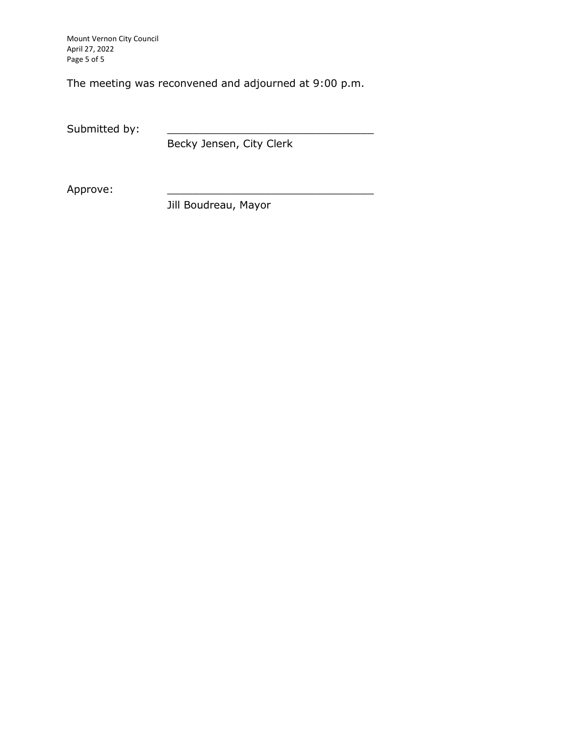The meeting was reconvened and adjourned at 9:00 p.m.

Submitted by: \_\_\_\_\_\_\_\_\_\_\_\_\_\_\_\_\_\_\_\_\_\_\_\_\_\_\_\_\_\_\_\_

Becky Jensen, City Clerk

Approve: \_\_\_\_\_\_\_\_\_\_\_\_\_\_\_\_\_\_\_\_\_\_\_\_\_\_\_\_\_\_\_\_

Jill Boudreau, Mayor